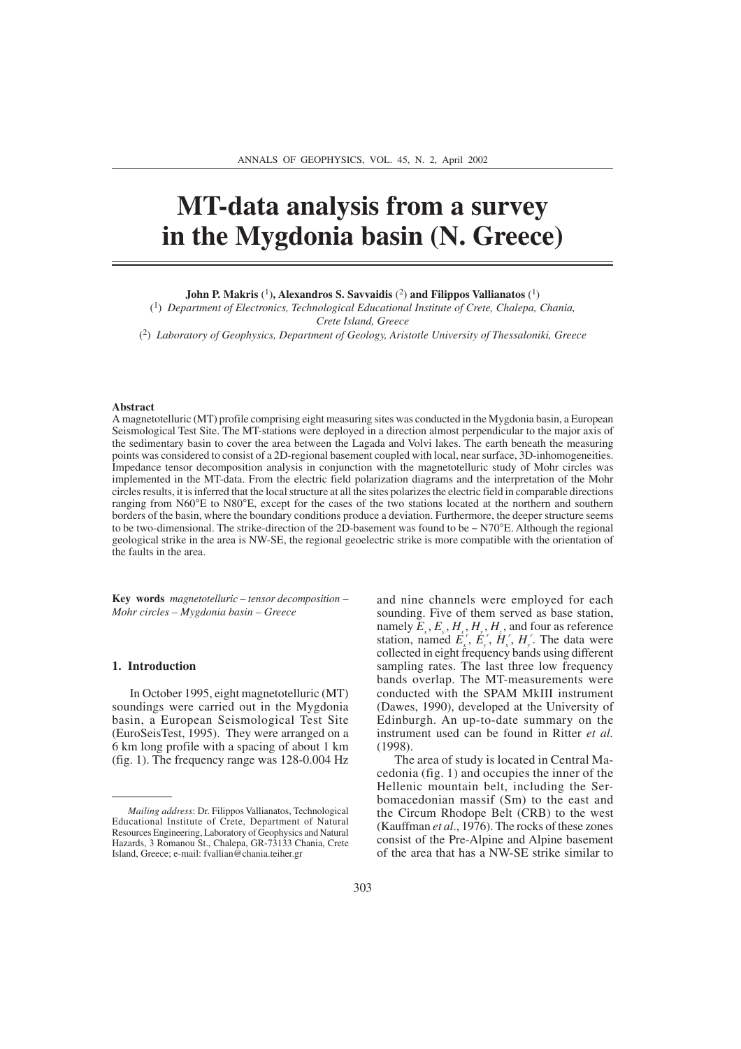# MT-data analysis from a survey in the Mygdonia basin (N. Greece)

**John P. Makris** [1], **Alexandros S. Savvaidis** [2] **and Filippos Vallianatos** [1]

[1] *Department of Electronics, Technological Educational Institute of Crete, Chalepa, Chania, Crete Island, Greece*

[2] *Laboratory of Geophysics, Department of Geology, Aristotle University of Thessaloniki, Greece*

## Abstract

A magnetotelluric (MT) profile comprising eight measuring sites was conducted in the Mygdonia basin, a European Seismological Test Site. The MT-stations were deployed in a direction almost perpendicular to the major axis of the sedimentary basin to cover the area between the Lagada and Volvi lakes. The earth beneath the measuring points was considered to consist of a 2D-regional basement coupled with local, near surface, 3D-inhomogeneities. Impedance tensor decomposition analysis in conjunction with the magnetotelluric study of Mohr circles was implemented in the MT-data. From the electric field polarization diagrams and the interpretation of the Mohr circles results, it is inferred that the local structure at all the sites polarizes the electric field in comparable directions ranging from N60°E to N80°E, except for the cases of the two stations located at the northern and southern borders of the basin, where the boundary conditions produce a deviation. Furthermore, the deeper structure seems to be two-dimensional. The strike-direction of the 2D-basement was found to be ~ N70°E. Although the regional geological strike in the area is NW-SE, the regional geoelectric strike is more compatible with the orientation of the faults in the area.

**Key words** *magnetotelluric – tensor decomposition – Mohr circles – Mygdonia basin – Greece*

## 1. Introduction

In October 1995, eight magnetotelluric (MT) soundings were carried out in the Mygdonia basin, a European Seismological Test Site (EuroSeisTest, 1995). They were arranged on a 6 km long profile with a spacing of about 1 km (fig. 1). The frequency range was 128-0.004 Hz and nine channels were employed for each sounding. Five of them served as base station, namely $E_x$, $E_y$, $H_x$, $H_y$, $H_z$, and four as reference station, named $E_x^r$, $E_y^r$, $H_x^r$, $H_y^r$. The data were collected in eight frequency bands using different sampling rates. The last three low frequency bands overlap. The MT-measurements were conducted with the SPAM MkIII instrument (Dawes, 1990), developed at the University of Edinburgh. An up-to-date summary on the instrument used can be found in Ritter *et al.* (1998).

The area of study is located in Central Macedonia (fig. 1) and occupies the inner of the Hellenic mountain belt, including the Serbomacedonian massif (Sm) to the east and the Circum Rhodope Belt (CRB) to the west (Kauffman *et al.*, 1976). The rocks of these zones consist of the Pre-Alpine and Alpine basement of the area that has a NW-SE strike similar to

---

*Mailing address*: Dr. Filippos Vallianatos, Technological Educational Institute of Crete, Department of Natural Resources Engineering, Laboratory of Geophysics and Natural Hazards, 3 Romanou St., Chalepa, GR-73133 Chania, Crete Island, Greece; e-mail: fvallian@chania.teiher.gr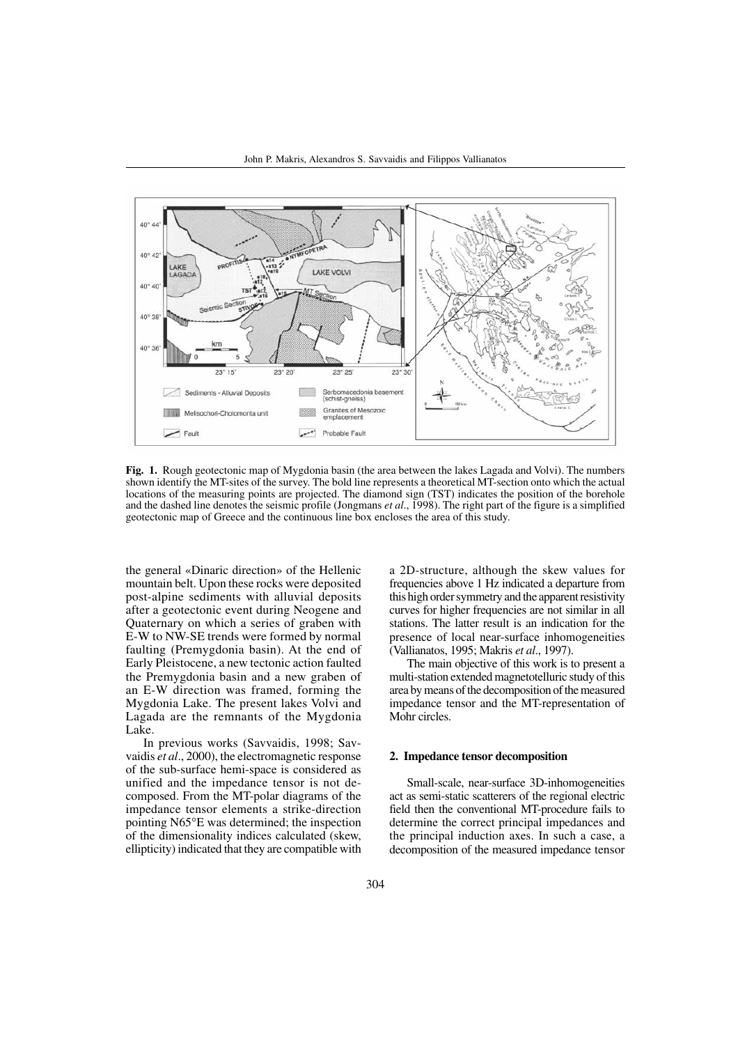**Fig. 1.** Rough geotectonic map of Mygdonia basin (the area between the lakes Lagada and Volvi). The numbers shown identify the MT-sites of the survey. The bold line represents a theoretical MT-section onto which the actual locations of the measuring points are projected. The diamond sign (TST) indicates the position of the borehole and the dashed line denotes the seismic profile (Jongmans *et al*., 1998). The right part of the figure is a simplified geotectonic map of Greece and the continuous line box encloses the area of this study.

the general «Dinaric direction» of the Hellenic mountain belt. Upon these rocks were deposited post-alpine sediments with alluvial deposits after a geotectonic event during Neogene and Quaternary on which a series of graben with E-W to NW-SE trends were formed by normal faulting (Premygdonia basin). At the end of Early Pleistocene, a new tectonic action faulted the Premygdonia basin and a new graben of an E-W direction was framed, forming the Mygdonia Lake. The present lakes Volvi and Lagada are the remnants of the Mygdonia Lake.

In previous works (Savvaidis, 1998; Savvaidis *et al*., 2000), the electromagnetic response of the sub-surface hemi-space is considered as unified and the impedance tensor is not decomposed. From the MT-polar diagrams of the impedance tensor elements a strike-direction pointing N65°E was determined; the inspection of the dimensionality indices calculated (skew, ellipticity) indicated that they are compatible with a 2D-structure, although the skew values for frequencies above 1 Hz indicated a departure from this high order symmetry and the apparent resistivity curves for higher frequencies are not similar in all stations. The latter result is an indication for the presence of local near-surface inhomogeneities (Vallianatos, 1995; Makris *et al*., 1997).

The main objective of this work is to present a multi-station extended magnetotelluric study of this area by means of the decomposition of the measured impedance tensor and the MT-representation of Mohr circles.

## 2. Impedance tensor decomposition

Small-scale, near-surface 3D-inhomogeneities act as semi-static scatterers of the regional electric field then the conventional MT-procedure fails to determine the correct principal impedances and the principal induction axes. In such a case, a decomposition of the measured impedance tensor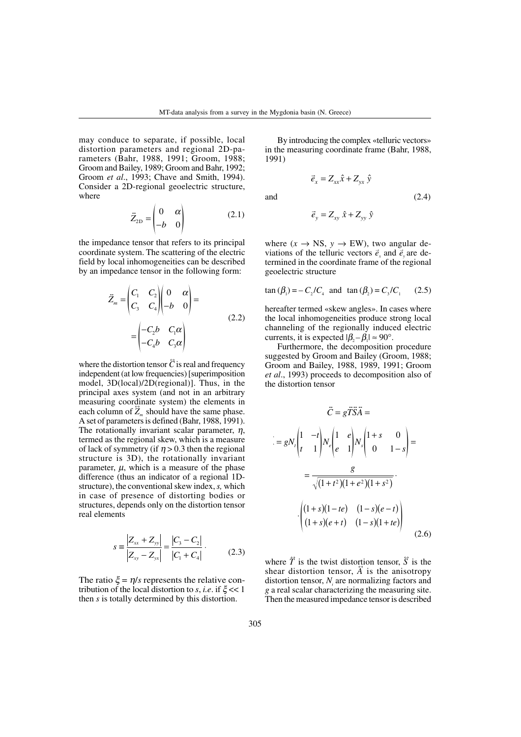may conduce to separate, if possible, local distortion parameters and regional 2D-parameters (Bahr, 1988, 1991; Groom, 1988; Groom and Bailey, 1989; Groom and Bahr, 1992; Groom *et al*., 1993; Chave and Smith, 1994). Consider a 2D-regional geoelectric structure, where

$$\ddot{Z}_{2\mathrm{D}} = \begin{pmatrix} 0 & \alpha \\ -b & 0 \end{pmatrix} \tag{2.1}$$

the impedance tensor that refers to its principal coordinate system. The scattering of the electric field by local inhomogeneities can be described by an impedance tensor in the following form:

$$\ddot{Z}_m = \begin{pmatrix} C_1 & C_2 \\ C_3 & C_4 \end{pmatrix} \begin{pmatrix} 0 & \alpha \\ -b & 0 \end{pmatrix} = \begin{pmatrix} -C_2 b & C_1 \alpha \\ -C_4 b & C_3 \alpha \end{pmatrix} \tag{2.2}$$

where the distortion tensor $\ddot{C}$ is real and frequency independent (at low frequencies) [superimposition model, 3D(local)/2D(regional)]. Thus, in the principal axes system (and not in an arbitrary measuring coordinate system) the elements in each column of $\ddot{Z}_m$ should have the same phase. A set of parameters is defined (Bahr, 1988, 1991). The rotationally invariant scalar parameter, $\eta$, termed as the regional skew, which is a measure of lack of symmetry (if $\eta > 0.3$ then the regional structure is 3D), the rotationally invariant parameter, $\mu$, which is a measure of the phase difference (thus an indicator of a regional 1D-structure), the conventional skew index, $s$, which in case of presence of distorting bodies or structures, depends only on the distortion tensor real elements

$$s \equiv \frac{|Z_{xx} + Z_{yy}|}{|Z_{xy} - Z_{yx}|} = \frac{|C_3 - C_2|}{|C_1 + C_4|} \cdot \tag{2.3}$$

The ratio $\xi = \eta/s$ represents the relative contribution of the local distortion to $s$, *i.e.* if $\xi << 1$ then $s$ is totally determined by this distortion.

By introducing the complex «telluric vectors» in the measuring coordinate frame (Bahr, 1988, 1991)

$$\vec{e}_x = Z_{xx}\hat{x} + Z_{yx}\,\hat{y}$$

and

$$\vec{e}_y = Z_{xy}\,\hat{x} + Z_{yy}\,\hat{y} \tag{2.4}$$

where ($x \rightarrow$ NS, $y \rightarrow$ EW), two angular deviations of the telluric vectors $\vec{e}_x$ and $\vec{e}_y$ are determined in the coordinate frame of the regional geoelectric structure

$$\tan(\beta_1) = -C_2/C_4 \quad \text{and} \quad \tan(\beta_2) = C_3/C_1 \tag{2.5}$$

hereafter termed «skew angles». In cases where the local inhomogeneities produce strong local channeling of the regionally induced electric currents, it is expected $|\beta_2 - \beta_1| \approx 90°$.

Furthermore, the decomposition procedure suggested by Groom and Bailey (Groom, 1988; Groom and Bailey, 1988, 1989, 1991; Groom *et al*., 1993) proceeds to decomposition also of the distortion tensor

$$\begin{aligned} \ddot{C} &= g\ddot{T}\ddot{S}\ddot{A} = \\ &= gN_t \begin{pmatrix} 1 & -t \\ t & 1 \end{pmatrix} N_e \begin{pmatrix} 1 & e \\ e & 1 \end{pmatrix} N_s \begin{pmatrix} 1+s & 0 \\ 0 & 1-s \end{pmatrix} = \\ &= \frac{g}{\sqrt{(1+t^2)(1+e^2)(1+s^2)}} \cdot \\ &\cdot \begin{pmatrix} (1+s)(1-te) & (1-s)(e-t) \\ (1+s)(e+t) & (1-s)(1+te) \end{pmatrix} \end{aligned} \tag{2.6}$$

where $\ddot{T}$ is the twist distortion tensor, $\ddot{S}$ is the shear distortion tensor, $\ddot{A}$ is the anisotropy distortion tensor, $N_i$ are normalizing factors and $g$ a real scalar characterizing the measuring site. Then the measured impedance tensor is described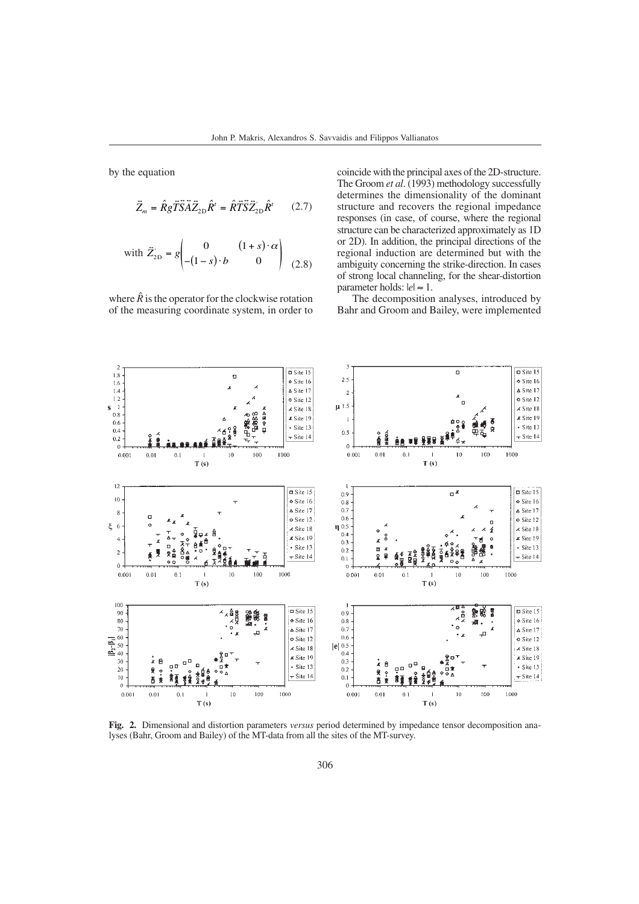by the equation

$$\ddot{Z}_m = \hat{R} g \ddot{T} \ddot{S} \ddot{A} \ddot{Z}_{2D} \hat{R}^t = \hat{R} \ddot{T} \ddot{S} \ddot{Z}_{2D}^{'} \hat{R}^t \qquad (2.7)$$

$$\text{with } \ddot{Z}_{2D}^{'} = g \begin{pmatrix} 0 & (1+s)\cdot \alpha \\ -(1-s)\cdot b & 0 \end{pmatrix} \qquad (2.8)$$

where $\hat{R}$ is the operator for the clockwise rotation of the measuring coordinate system, in order to coincide with the principal axes of the 2D-structure. The Groom *et al*. (1993) methodology successfully determines the dimensionality of the dominant structure and recovers the regional impedance responses (in case, of course, where the regional structure can be characterized approximately as 1D or 2D). In addition, the principal directions of the regional induction are determined but with the ambiguity concerning the strike-direction. In cases of strong local channeling, for the shear-distortion parameter holds: $|e| \approx 1$.

The decomposition analyses, introduced by Bahr and Groom and Bailey, were implemented

**Fig. 2.** Dimensional and distortion parameters *versus* period determined by impedance tensor decomposition analyses (Bahr, Groom and Bailey) of the MT-data from all the sites of the MT-survey.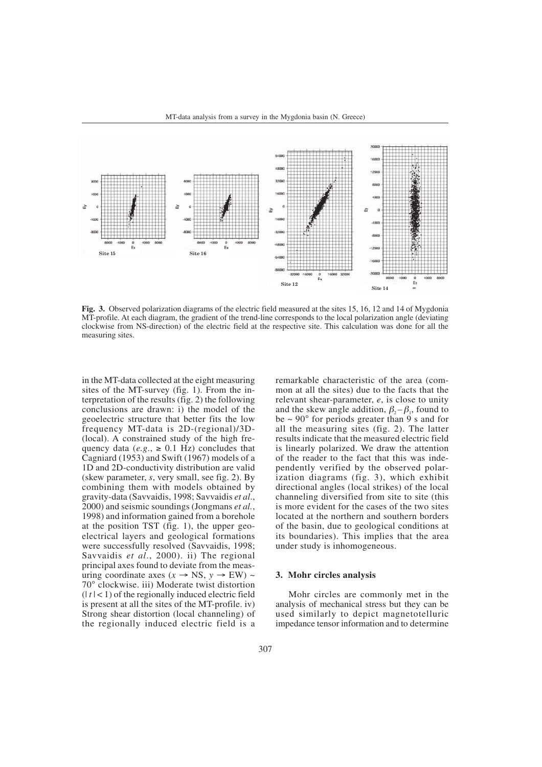**Fig. 3.** Observed polarization diagrams of the electric field measured at the sites 15, 16, 12 and 14 of Mygdonia MT-profile. At each diagram, the gradient of the trend-line corresponds to the local polarization angle (deviating clockwise from NS-direction) of the electric field at the respective site. This calculation was done for all the measuring sites.

in the MT-data collected at the eight measuring sites of the MT-survey (fig. 1). From the interpretation of the results (fig. 2) the following conclusions are drawn: i) the model of the geoelectric structure that better fits the low frequency MT-data is 2D-(regional)/3D-(local). A constrained study of the high frequency data (*e.g.*, $\geq$ 0.1 Hz) concludes that Cagniard (1953) and Swift (1967) models of a 1D and 2D-conductivity distribution are valid (skew parameter, *s*, very small, see fig. 2). By combining them with models obtained by gravity-data (Savvaidis, 1998; Savvaidis *et al.*, 2000) and seismic soundings (Jongmans *et al.*, 1998) and information gained from a borehole at the position TST (fig. 1), the upper geoelectrical layers and geological formations were successfully resolved (Savvaidis, 1998; Savvaidis *et al.*, 2000). ii) The regional principal axes found to deviate from the measuring coordinate axes ($x \rightarrow$ NS, $y \rightarrow$ EW) ~ 70° clockwise. iii) Moderate twist distortion ($|t| < 1$) of the regionally induced electric field is present at all the sites of the MT-profile. iv) Strong shear distortion (local channeling) of the regionally induced electric field is a remarkable characteristic of the area (common at all the sites) due to the facts that the relevant shear-parameter, *e*, is close to unity and the skew angle addition, $\beta_2 - \beta_1$, found to be ~ 90° for periods greater than 9 s and for all the measuring sites (fig. 2). The latter results indicate that the measured electric field is linearly polarized. We draw the attention of the reader to the fact that this was independently verified by the observed polarization diagrams (fig. 3), which exhibit directional angles (local strikes) of the local channeling diversified from site to site (this is more evident for the cases of the two sites located at the northern and southern borders of the basin, due to geological conditions at its boundaries). This implies that the area under study is inhomogeneous.

## 3. Mohr circles analysis

Mohr circles are commonly met in the analysis of mechanical stress but they can be used similarly to depict magnetotelluric impedance tensor information and to determine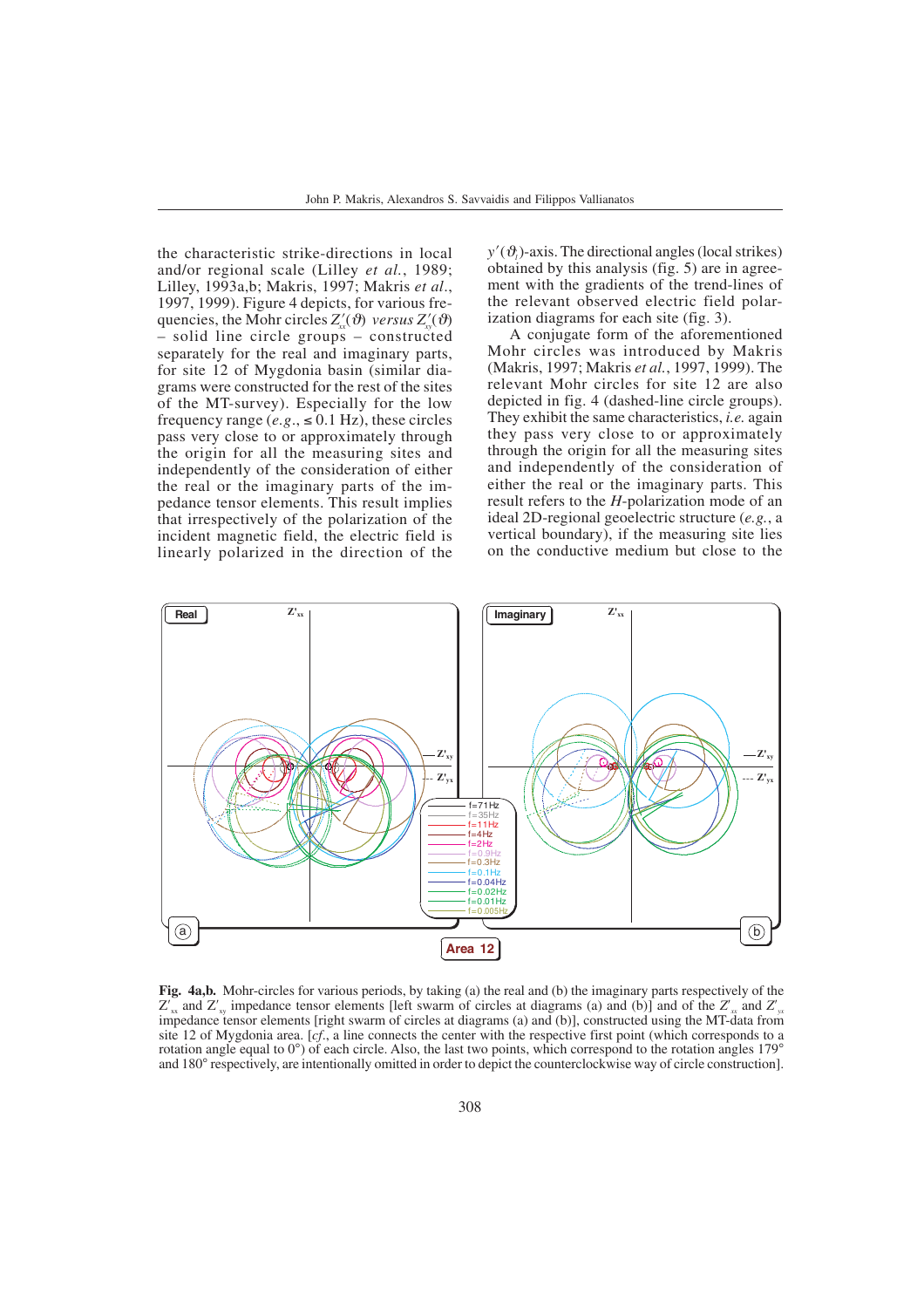the characteristic strike-directions in local and/or regional scale (Lilley *et al.*, 1989; Lilley, 1993a,b; Makris, 1997; Makris *et al.*, 1997, 1999). Figure 4 depicts, for various frequencies, the Mohr circles $Z'_{xx}(\vartheta)$ *versus* $Z'_{xy}(\vartheta)$ – solid line circle groups – constructed separately for the real and imaginary parts, for site 12 of Mygdonia basin (similar diagrams were constructed for the rest of the sites of the MT-survey). Especially for the low frequency range (*e.g.*, ≤ 0.1 Hz), these circles pass very close to or approximately through the origin for all the measuring sites and independently of the consideration of either the real or the imaginary parts of the impedance tensor elements. This result implies that irrespectively of the polarization of the incident magnetic field, the electric field is linearly polarized in the direction of the $y'(\vartheta_i)$-axis. The directional angles (local strikes) obtained by this analysis (fig. 5) are in agreement with the gradients of the trend-lines of the relevant observed electric field polarization diagrams for each site (fig. 3).

A conjugate form of the aforementioned Mohr circles was introduced by Makris (Makris, 1997; Makris *et al.*, 1997, 1999). The relevant Mohr circles for site 12 are also depicted in fig. 4 (dashed-line circle groups). They exhibit the same characteristics, *i.e.* again they pass very close to or approximately through the origin for all the measuring sites and independently of the consideration of either the real or the imaginary parts. This result refers to the *H*-polarization mode of an ideal 2D-regional geoelectric structure (*e.g.*, a vertical boundary), if the measuring site lies on the conductive medium but close to the

**Fig. 4a,b.** Mohr-circles for various periods, by taking (a) the real and (b) the imaginary parts respectively of the $Z'_{xx}$ and $Z'_{xy}$ impedance tensor elements [left swarm of circles at diagrams (a) and (b)] and of the $Z'_{xx}$ and $Z'_{yx}$ impedance tensor elements [right swarm of circles at diagrams (a) and (b)], constructed using the MT-data from site 12 of Mygdonia area. [*cf.*, a line connects the center with the respective first point (which corresponds to a rotation angle equal to 0°) of each circle. Also, the last two points, which correspond to the rotation angles 179° and 180° respectively, are intentionally omitted in order to depict the counterclockwise way of circle construction].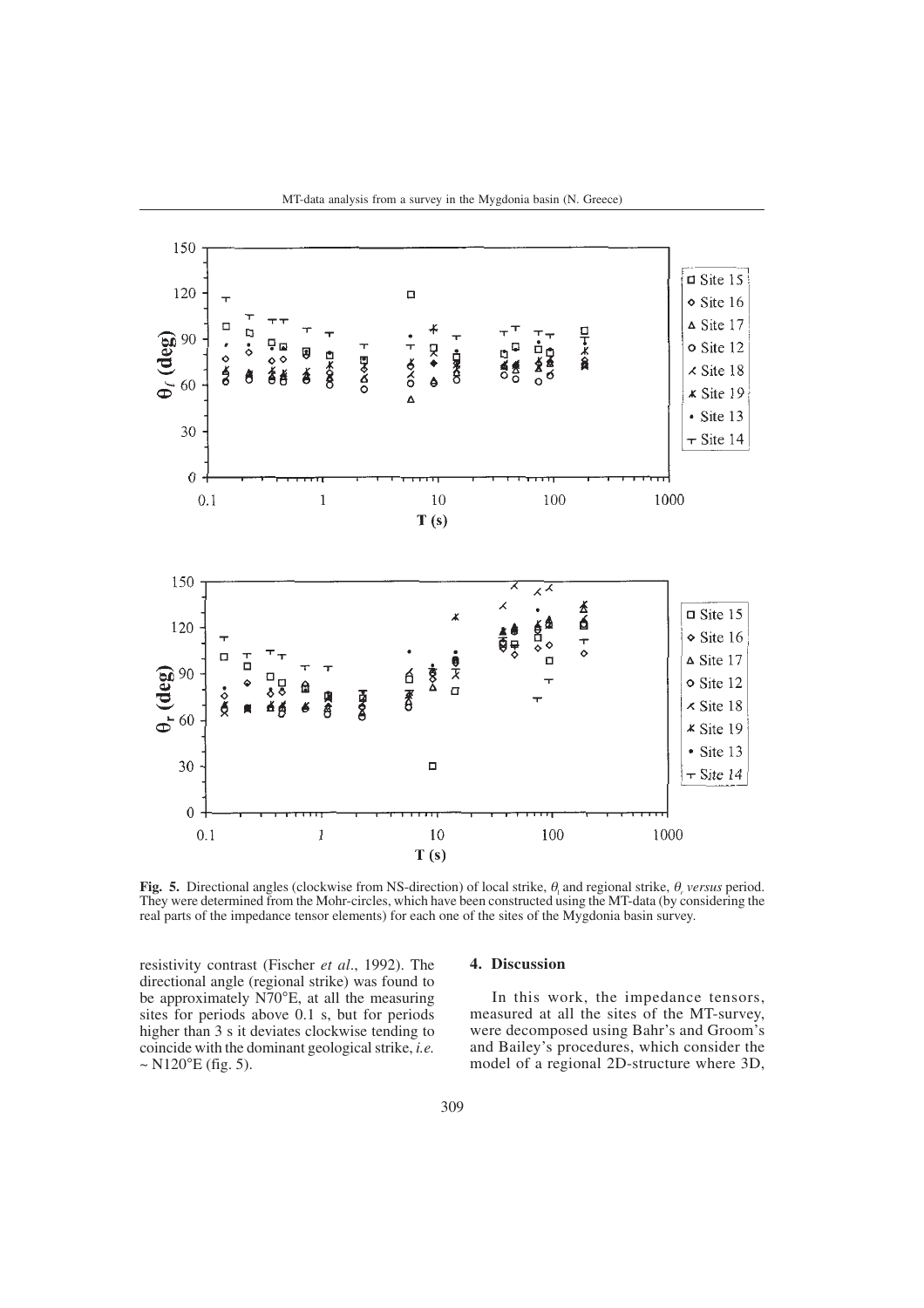**Fig. 5.** Directional angles (clockwise from NS-direction) of local strike, $\theta_l$ and regional strike, $\theta_r$ *versus* period. They were determined from the Mohr-circles, which have been constructed using the MT-data (by considering the real parts of the impedance tensor elements) for each one of the sites of the Mygdonia basin survey.

resistivity contrast (Fischer *et al.*, 1992). The directional angle (regional strike) was found to be approximately N70°E, at all the measuring sites for periods above 0.1 s, but for periods higher than 3 s it deviates clockwise tending to coincide with the dominant geological strike, *i.e.* ~ N120°E (fig. 5).

## 4. Discussion

In this work, the impedance tensors, measured at all the sites of the MT-survey, were decomposed using Bahr's and Groom's and Bailey's procedures, which consider the model of a regional 2D-structure where 3D,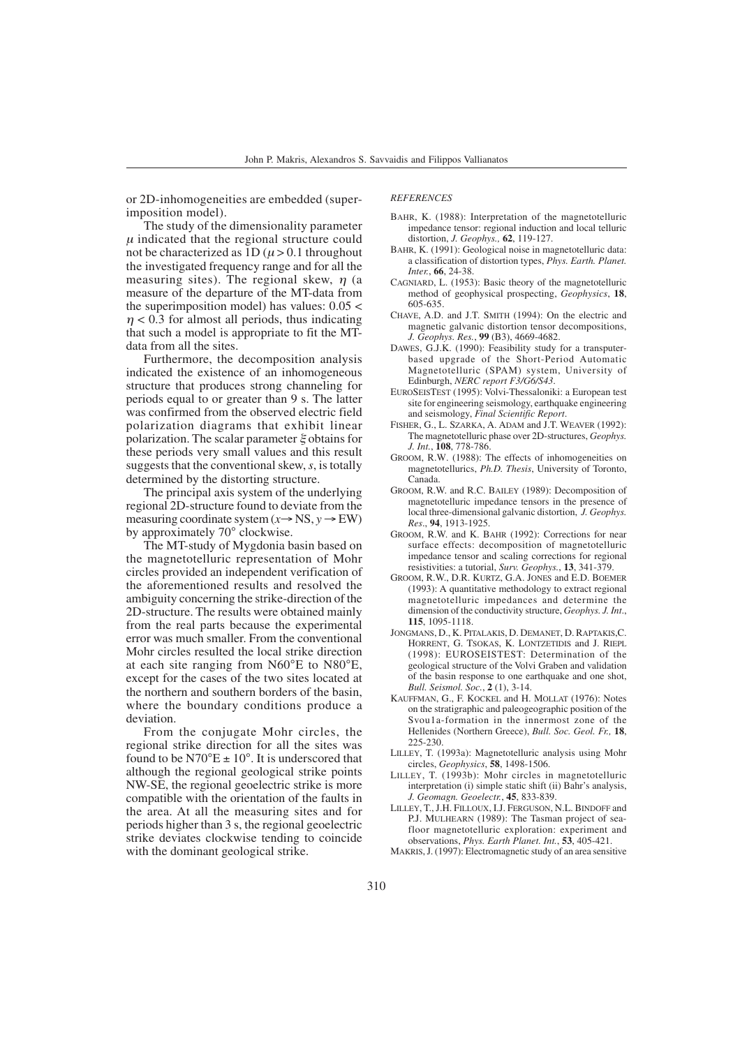or 2D-inhomogeneities are embedded (superimposition model).

The study of the dimensionality parameter $\mu$ indicated that the regional structure could not be characterized as 1D ($\mu > 0.1$ throughout the investigated frequency range and for all the measuring sites). The regional skew, $\eta$ (a measure of the departure of the MT-data from the superimposition model) has values: $0.05 < \eta < 0.3$ for almost all periods, thus indicating that such a model is appropriate to fit the MT-data from all the sites.

Furthermore, the decomposition analysis indicated the existence of an inhomogeneous structure that produces strong channeling for periods equal to or greater than 9 s. The latter was confirmed from the observed electric field polarization diagrams that exhibit linear polarization. The scalar parameter $\xi$ obtains for these periods very small values and this result suggests that the conventional skew, $s$, is totally determined by the distorting structure.

The principal axis system of the underlying regional 2D-structure found to deviate from the measuring coordinate system ($x \rightarrow$ NS, $y \rightarrow$ EW) by approximately 70° clockwise.

The MT-study of Mygdonia basin based on the magnetotelluric representation of Mohr circles provided an independent verification of the aforementioned results and resolved the ambiguity concerning the strike-direction of the 2D-structure. The results were obtained mainly from the real parts because the experimental error was much smaller. From the conventional Mohr circles resulted the local strike direction at each site ranging from N60°E to N80°E, except for the cases of the two sites located at the northern and southern borders of the basin, where the boundary conditions produce a deviation.

From the conjugate Mohr circles, the regional strike direction for all the sites was found to be N70°E ± 10°. It is underscored that although the regional geological strike points NW-SE, the regional geoelectric strike is more compatible with the orientation of the faults in the area. At all the measuring sites and for periods higher than 3 s, the regional geoelectric strike deviates clockwise tending to coincide with the dominant geological strike.

*REFERENCES*

BAHR, K. (1988): Interpretation of the magnetotelluric impedance tensor: regional induction and local telluric distortion, *J. Geophys.*, **62**, 119-127.

BAHR, K. (1991): Geological noise in magnetotelluric data: a classification of distortion types, *Phys. Earth. Planet. Inter.*, **66**, 24-38.

CAGNIARD, L. (1953): Basic theory of the magnetotelluric method of geophysical prospecting, *Geophysics*, **18**, 605-635.

CHAVE, A.D. and J.T. SMITH (1994): On the electric and magnetic galvanic distortion tensor decompositions, *J. Geophys. Res.*, **99** (B3), 4669-4682.

DAWES, G.J.K. (1990): Feasibility study for a transputer-based upgrade of the Short-Period Automatic Magnetotelluric (SPAM) system, University of Edinburgh, *NERC report F3/G6/S43*.

EUROSEISTEST (1995): Volvi-Thessaloniki: a European test site for engineering seismology, earthquake engineering and seismology, *Final Scientific Report*.

FISHER, G., L. SZARKA, A. ADAM and J.T. WEAVER (1992): The magnetotelluric phase over 2D-structures, *Geophys. J. Int.*, **108**, 778-786.

GROOM, R.W. (1988): The effects of inhomogeneities on magnetotellurics, *Ph.D. Thesis*, University of Toronto, Canada.

GROOM, R.W. and R.C. BAILEY (1989): Decomposition of magnetotelluric impedance tensors in the presence of local three-dimensional galvanic distortion, *J. Geophys. Res.*, **94**, 1913-1925.

GROOM, R.W. and K. BAHR (1992): Corrections for near surface effects: decomposition of magnetotelluric impedance tensor and scaling corrections for regional resistivities: a tutorial, *Surv. Geophys.*, **13**, 341-379.

GROOM, R.W., D.R. KURTZ, G.A. JONES and E.D. BOEMER (1993): A quantitative methodology to extract regional magnetotelluric impedances and determine the dimension of the conductivity structure, *Geophys. J. Int.*, **115**, 1095-1118.

JONGMANS, D., K. PITALAKIS, D. DEMANET, D. RAPTAKIS, C. HORRENT, G. TSOKAS, K. LONTZETIDIS and J. RIEPL (1998): EUROSEISTEST: Determination of the geological structure of the Volvi Graben and validation of the basin response to one earthquake and one shot, *Bull. Seismol. Soc.*, **2** (1), 3-14.

KAUFFMAN, G., F. KOCKEL and H. MOLLAT (1976): Notes on the stratigraphic and paleogeographic position of the Svou1a-formation in the innermost zone of the Hellenides (Northern Greece), *Bull. Soc. Geol. Fr.*, **18**, 225-230.

LILLEY, T. (1993a): Magnetotelluric analysis using Mohr circles, *Geophysics*, **58**, 1498-1506.

LILLEY, T. (1993b): Mohr circles in magnetotelluric interpretation (i) simple static shift (ii) Bahr's analysis, *J. Geomagn. Geoelectr.*, **45**, 833-839.

LILLEY, T., J.H. FILLOUX, I.J. FERGUSON, N.L. BINDOFF and P.J. MULHEARN (1989): The Tasman project of seafloor magnetotelluric exploration: experiment and observations, *Phys. Earth Planet. Int.*, **53**, 405-421.

MAKRIS, J. (1997): Electromagnetic study of an area sensitive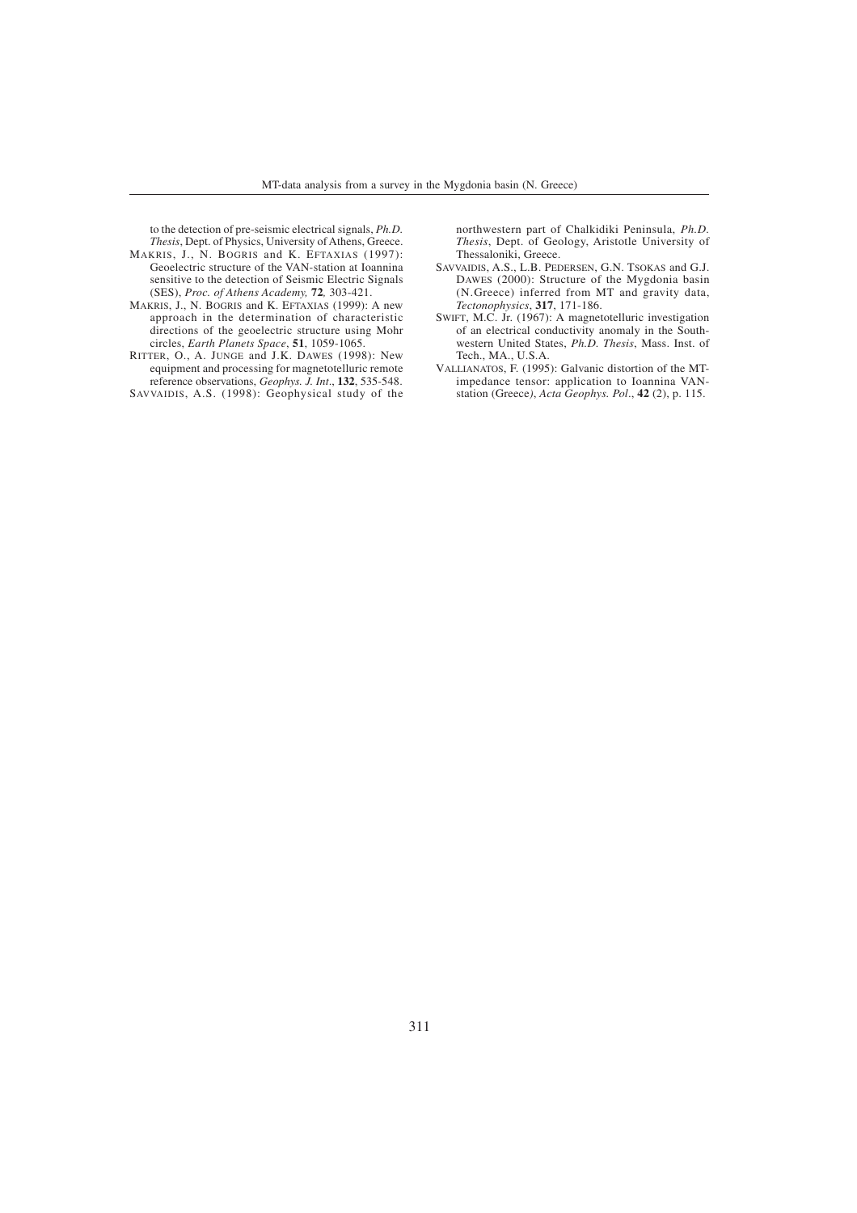to the detection of pre-seismic electrical signals, *Ph.D. Thesis*, Dept. of Physics, University of Athens, Greece.

MAKRIS, J., N. BOGRIS and K. EFTAXIAS (1997): Geoelectric structure of the VAN-station at Ioannina sensitive to the detection of Seismic Electric Signals (SES), *Proc. of Athens Academy,* **72***,* 303-421.

MAKRIS, J., N. BOGRIS and K. EFTAXIAS (1999): A new approach in the determination of characteristic directions of the geoelectric structure using Mohr circles, *Earth Planets Space*, **51**, 1059-1065.

RITTER, O., A. JUNGE and J.K. DAWES (1998): New equipment and processing for magnetotelluric remote reference observations, *Geophys. J. Int*., **132**, 535-548.

SAVVAIDIS, A.S. (1998): Geophysical study of the northwestern part of Chalkidiki Peninsula, *Ph.D. Thesis*, Dept. of Geology, Aristotle University of Thessaloniki, Greece.

SAVVAIDIS, A.S., L.B. PEDERSEN, G.N. TSOKAS and G.J. DAWES (2000): Structure of the Mygdonia basin (N.Greece) inferred from MT and gravity data, *Tectonophysics*, **317**, 171-186.

SWIFT, M.C. Jr. (1967): A magnetotelluric investigation of an electrical conductivity anomaly in the Southwestern United States, *Ph.D. Thesis*, Mass. Inst. of Tech., MA., U.S.A.

VALLIANATOS, F. (1995): Galvanic distortion of the MT-impedance tensor: application to Ioannina VAN-station (Greece*)*, *Acta Geophys. Pol*., **42** (2), p. 115.